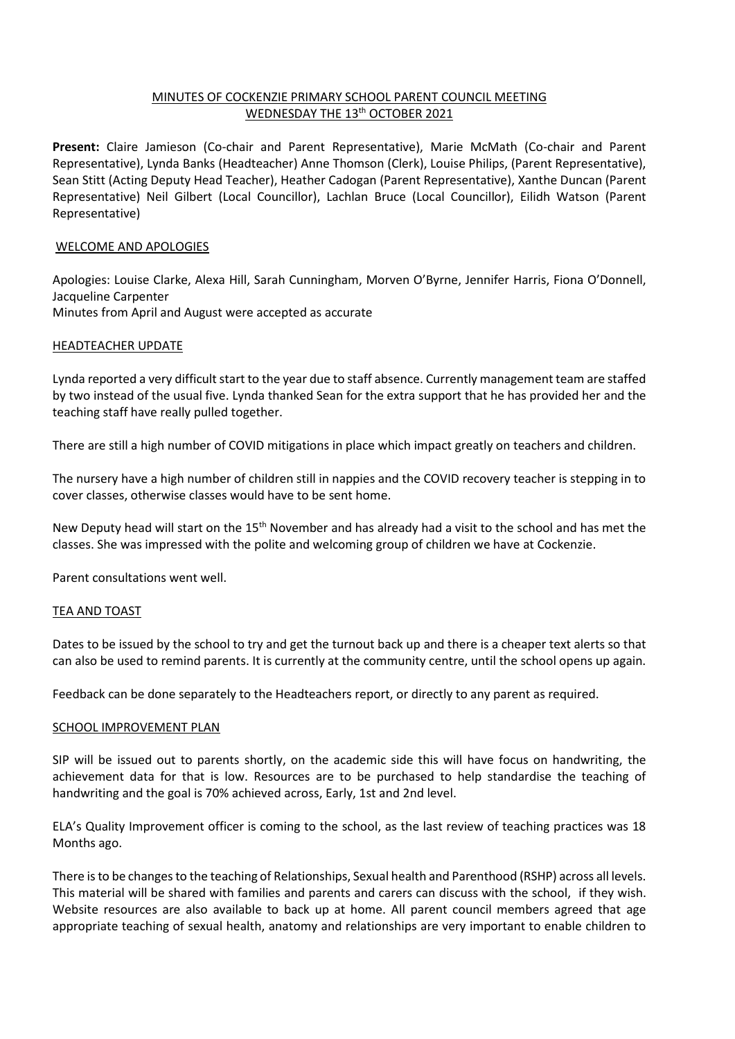# MINUTES OF COCKENZIE PRIMARY SCHOOL PARENT COUNCIL MEETING
## WEDNESDAY THE 13th OCTOBER 2021

**Present:** Claire Jamieson (Co-chair and Parent Representative), Marie McMath (Co-chair and Parent Representative), Lynda Banks (Headteacher) Anne Thomson (Clerk), Louise Philips, (Parent Representative), Sean Stitt (Acting Deputy Head Teacher), Heather Cadogan (Parent Representative), Xanthe Duncan (Parent Representative) Neil Gilbert (Local Councillor), Lachlan Bruce (Local Councillor), Eilidh Watson (Parent Representative)

### WELCOME AND APOLOGIES

Apologies: Louise Clarke, Alexa Hill, Sarah Cunningham, Morven O'Byrne, Jennifer Harris, Fiona O'Donnell, Jacqueline Carpenter
Minutes from April and August were accepted as accurate

### HEADTEACHER UPDATE

Lynda reported a very difficult start to the year due to staff absence. Currently management team are staffed by two instead of the usual five. Lynda thanked Sean for the extra support that he has provided her and the teaching staff have really pulled together.

There are still a high number of COVID mitigations in place which impact greatly on teachers and children.

The nursery have a high number of children still in nappies and the COVID recovery teacher is stepping in to cover classes, otherwise classes would have to be sent home.

New Deputy head will start on the 15th November and has already had a visit to the school and has met the classes. She was impressed with the polite and welcoming group of children we have at Cockenzie.

Parent consultations went well.

### TEA AND TOAST

Dates to be issued by the school to try and get the turnout back up and there is a cheaper text alerts so that can also be used to remind parents. It is currently at the community centre, until the school opens up again.

Feedback can be done separately to the Headteachers report, or directly to any parent as required.

### SCHOOL IMPROVEMENT PLAN

SIP will be issued out to parents shortly, on the academic side this will have focus on handwriting, the achievement data for that is low. Resources are to be purchased to help standardise the teaching of handwriting and the goal is 70% achieved across, Early, 1st and 2nd level.

ELA's Quality Improvement officer is coming to the school, as the last review of teaching practices was 18 Months ago.

There is to be changes to the teaching of Relationships, Sexual health and Parenthood (RSHP) across all levels. This material will be shared with families and parents and carers can discuss with the school, if they wish. Website resources are also available to back up at home. All parent council members agreed that age appropriate teaching of sexual health, anatomy and relationships are very important to enable children to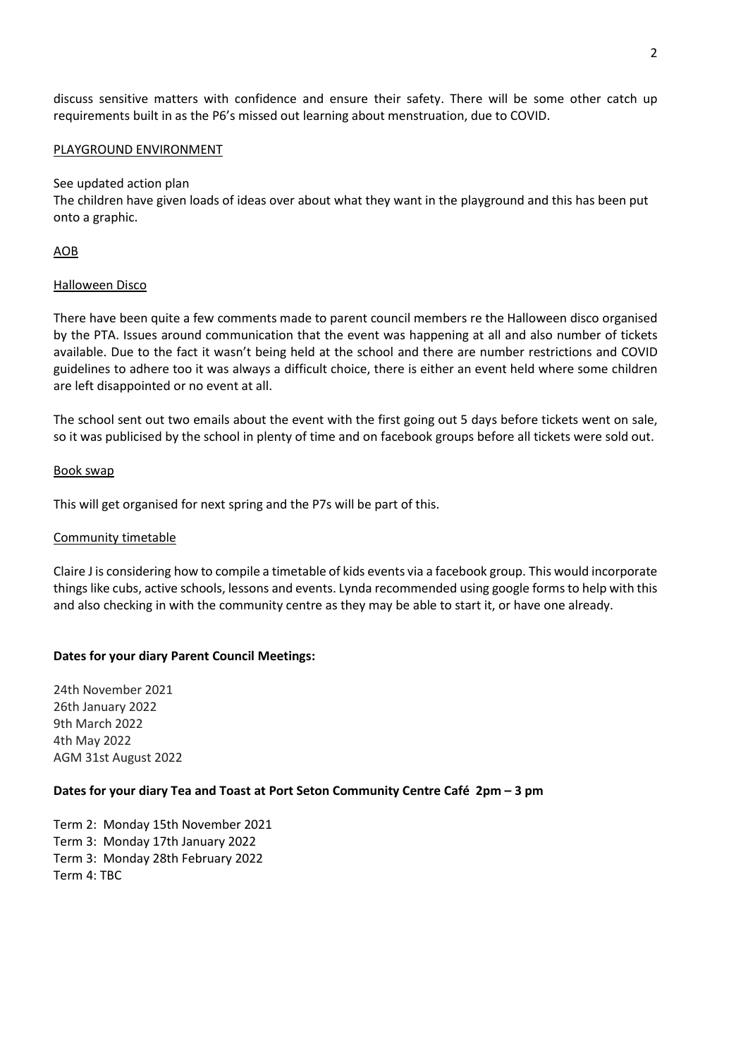discuss sensitive matters with confidence and ensure their safety. There will be some other catch up requirements built in as the P6's missed out learning about menstruation, due to COVID.

PLAYGROUND ENVIRONMENT

See updated action plan
The children have given loads of ideas over about what they want in the playground and this has been put onto a graphic.

AOB

Halloween Disco

There have been quite a few comments made to parent council members re the Halloween disco organised by the PTA. Issues around communication that the event was happening at all and also number of tickets available. Due to the fact it wasn't being held at the school and there are number restrictions and COVID guidelines to adhere too it was always a difficult choice, there is either an event held where some children are left disappointed or no event at all.

The school sent out two emails about the event with the first going out 5 days before tickets went on sale, so it was publicised by the school in plenty of time and on facebook groups before all tickets were sold out.

Book swap

This will get organised for next spring and the P7s will be part of this.

Community timetable

Claire J is considering how to compile a timetable of kids events via a facebook group. This would incorporate things like cubs, active schools, lessons and events. Lynda recommended using google forms to help with this and also checking in with the community centre as they may be able to start it, or have one already.

**Dates for your diary Parent Council Meetings:**

24th November 2021
26th January 2022
9th March 2022
4th May 2022
AGM 31st August 2022

**Dates for your diary Tea and Toast at Port Seton Community Centre Café 2pm – 3 pm**

Term 2: Monday 15th November 2021
Term 3: Monday 17th January 2022
Term 3: Monday 28th February 2022
Term 4: TBC